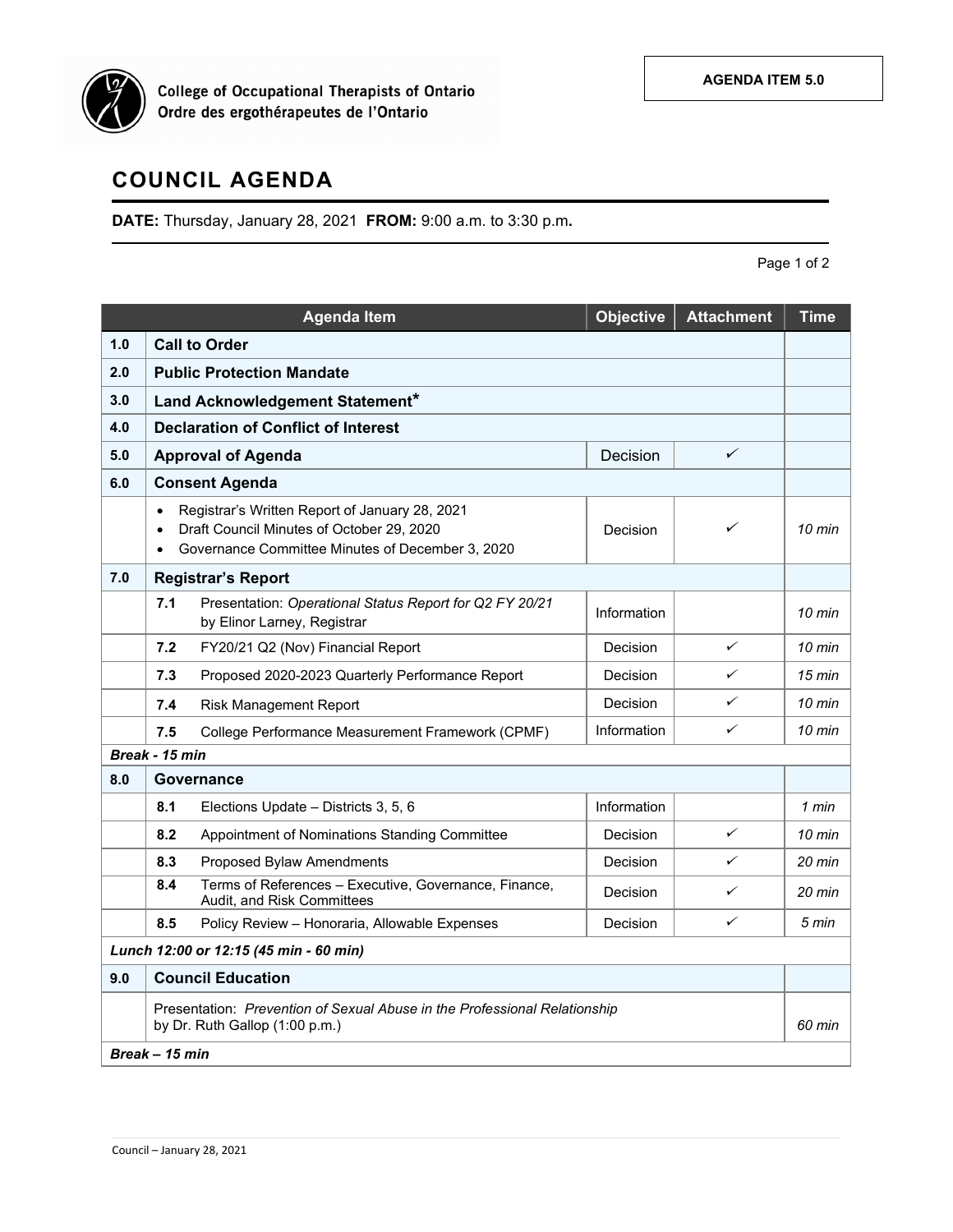College of Occupational Therapists of Ontario
Ordre des ergothérapeutes de l'Ontario

**AGENDA ITEM 5.0**

# COUNCIL AGENDA

**DATE:** Thursday, January 28, 2021 **FROM:** 9:00 a.m. to 3:30 p.m.

| | Agenda Item | Objective | Attachment | Time |
|---|---|---|---|---|
| **1.0** | **Call to Order** | | | |
| **2.0** | **Public Protection Mandate** | | | |
| **3.0** | **Land Acknowledgement Statement*** | | | |
| **4.0** | **Declaration of Conflict of Interest** | | | |
| **5.0** | **Approval of Agenda** | Decision | ✓ | |
| **6.0** | **Consent Agenda** | | | |
| | • Registrar's Written Report of January 28, 2021<br>• Draft Council Minutes of October 29, 2020<br>• Governance Committee Minutes of December 3, 2020 | Decision | ✓ | *10 min* |
| **7.0** | **Registrar's Report** | | | |
| | **7.1** Presentation: *Operational Status Report for Q2 FY 20/21* by Elinor Larney, Registrar | Information | | *10 min* |
| | **7.2** FY20/21 Q2 (Nov) Financial Report | Decision | ✓ | *10 min* |
| | **7.3** Proposed 2020-2023 Quarterly Performance Report | Decision | ✓ | *15 min* |
| | **7.4** Risk Management Report | Decision | ✓ | *10 min* |
| | **7.5** College Performance Measurement Framework (CPMF) | Information | ✓ | *10 min* |
| ***Break - 15 min*** | | | | |
| **8.0** | **Governance** | | | |
| | **8.1** Elections Update – Districts 3, 5, 6 | Information | | *1 min* |
| | **8.2** Appointment of Nominations Standing Committee | Decision | ✓ | *10 min* |
| | **8.3** Proposed Bylaw Amendments | Decision | ✓ | *20 min* |
| | **8.4** Terms of References – Executive, Governance, Finance, Audit, and Risk Committees | Decision | ✓ | *20 min* |
| | **8.5** Policy Review – Honoraria, Allowable Expenses | Decision | ✓ | *5 min* |
| ***Lunch 12:00 or 12:15 (45 min - 60 min)*** | | | | |
| **9.0** | **Council Education** | | | |
| | Presentation: *Prevention of Sexual Abuse in the Professional Relationship* by Dr. Ruth Gallop (1:00 p.m.) | | | *60 min* |
| ***Break – 15 min*** | | | | |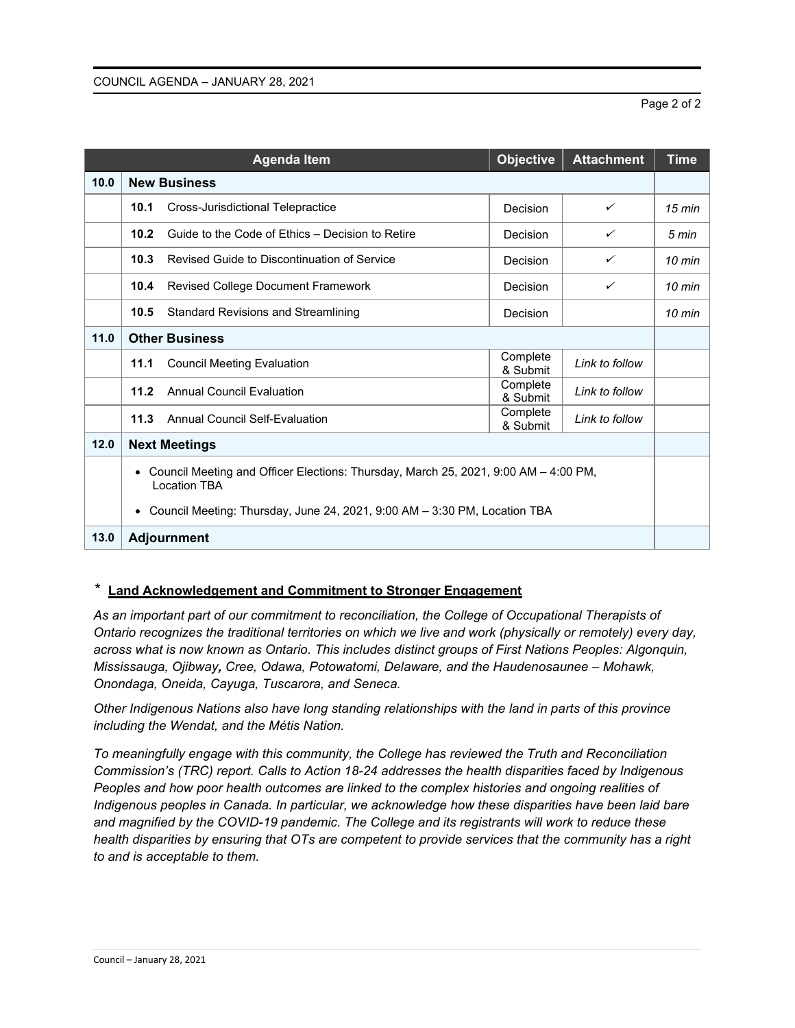| | Agenda Item | Objective | Attachment | Time |
|---|---|---|---|---|
| **10.0** | **New Business** | | | |
| | **10.1** Cross-Jurisdictional Telepractice | Decision | ✓ | *15 min* |
| | **10.2** Guide to the Code of Ethics – Decision to Retire | Decision | ✓ | *5 min* |
| | **10.3** Revised Guide to Discontinuation of Service | Decision | ✓ | *10 min* |
| | **10.4** Revised College Document Framework | Decision | ✓ | *10 min* |
| | **10.5** Standard Revisions and Streamlining | Decision | | *10 min* |
| **11.0** | **Other Business** | | | |
| | **11.1** Council Meeting Evaluation | Complete & Submit | *Link to follow* | |
| | **11.2** Annual Council Evaluation | Complete & Submit | *Link to follow* | |
| | **11.3** Annual Council Self-Evaluation | Complete & Submit | *Link to follow* | |
| **12.0** | **Next Meetings** | | | |
| | • Council Meeting and Officer Elections: Thursday, March 25, 2021, 9:00 AM – 4:00 PM, Location TBA<br>• Council Meeting: Thursday, June 24, 2021, 9:00 AM – 3:30 PM, Location TBA | | | |
| **13.0** | **Adjournment** | | | |

\* **Land Acknowledgement and Commitment to Stronger Engagement**

*As an important part of our commitment to reconciliation, the College of Occupational Therapists of Ontario recognizes the traditional territories on which we live and work (physically or remotely) every day, across what is now known as Ontario. This includes distinct groups of First Nations Peoples: Algonquin, Mississauga, Ojibway, Cree, Odawa, Potowatomi, Delaware, and the Haudenosaunee – Mohawk, Onondaga, Oneida, Cayuga, Tuscarora, and Seneca.*

*Other Indigenous Nations also have long standing relationships with the land in parts of this province including the Wendat, and the Métis Nation.*

*To meaningfully engage with this community, the College has reviewed the Truth and Reconciliation Commission's (TRC) report. Calls to Action 18-24 addresses the health disparities faced by Indigenous Peoples and how poor health outcomes are linked to the complex histories and ongoing realities of Indigenous peoples in Canada. In particular, we acknowledge how these disparities have been laid bare and magnified by the COVID-19 pandemic. The College and its registrants will work to reduce these health disparities by ensuring that OTs are competent to provide services that the community has a right to and is acceptable to them.*